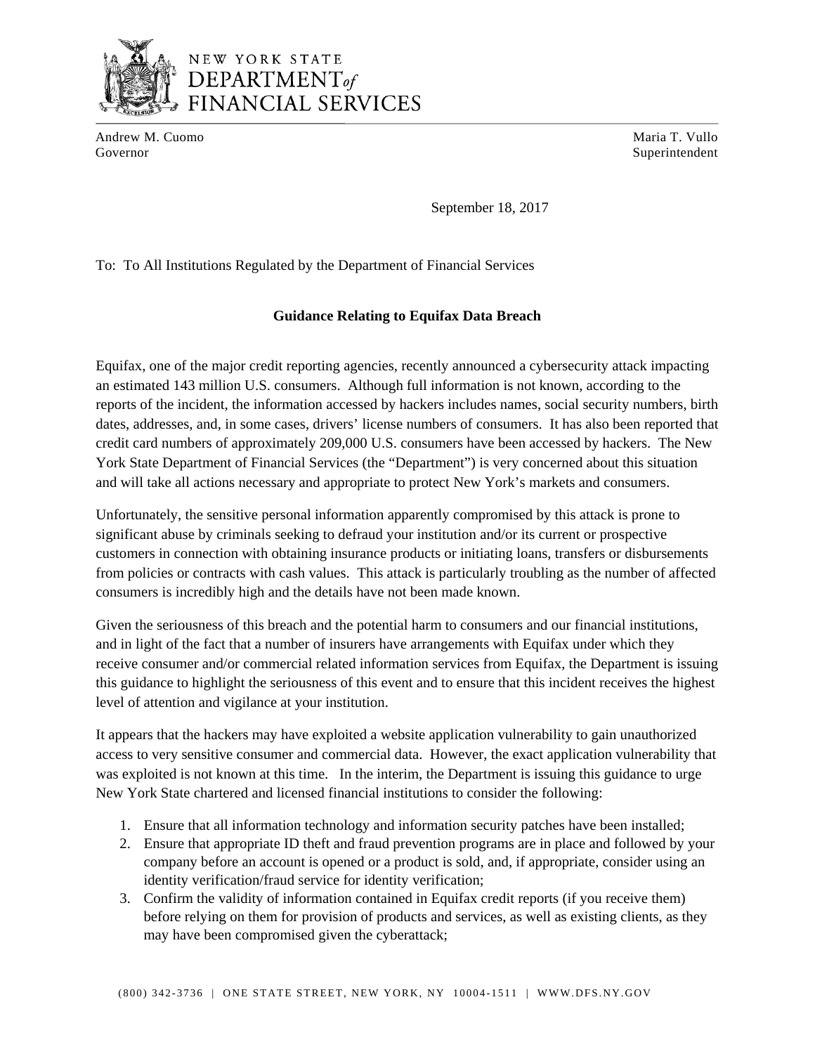NEW YORK STATE
DEPARTMENT of
FINANCIAL SERVICES

Andrew M. Cuomo
Governor

Maria T. Vullo
Superintendent

September 18, 2017

To: To All Institutions Regulated by the Department of Financial Services

**Guidance Relating to Equifax Data Breach**

Equifax, one of the major credit reporting agencies, recently announced a cybersecurity attack impacting an estimated 143 million U.S. consumers. Although full information is not known, according to the reports of the incident, the information accessed by hackers includes names, social security numbers, birth dates, addresses, and, in some cases, drivers' license numbers of consumers. It has also been reported that credit card numbers of approximately 209,000 U.S. consumers have been accessed by hackers. The New York State Department of Financial Services (the "Department") is very concerned about this situation and will take all actions necessary and appropriate to protect New York's markets and consumers.

Unfortunately, the sensitive personal information apparently compromised by this attack is prone to significant abuse by criminals seeking to defraud your institution and/or its current or prospective customers in connection with obtaining insurance products or initiating loans, transfers or disbursements from policies or contracts with cash values. This attack is particularly troubling as the number of affected consumers is incredibly high and the details have not been made known.

Given the seriousness of this breach and the potential harm to consumers and our financial institutions, and in light of the fact that a number of insurers have arrangements with Equifax under which they receive consumer and/or commercial related information services from Equifax, the Department is issuing this guidance to highlight the seriousness of this event and to ensure that this incident receives the highest level of attention and vigilance at your institution.

It appears that the hackers may have exploited a website application vulnerability to gain unauthorized access to very sensitive consumer and commercial data. However, the exact application vulnerability that was exploited is not known at this time. In the interim, the Department is issuing this guidance to urge New York State chartered and licensed financial institutions to consider the following:

1. Ensure that all information technology and information security patches have been installed;
2. Ensure that appropriate ID theft and fraud prevention programs are in place and followed by your company before an account is opened or a product is sold, and, if appropriate, consider using an identity verification/fraud service for identity verification;
3. Confirm the validity of information contained in Equifax credit reports (if you receive them) before relying on them for provision of products and services, as well as existing clients, as they may have been compromised given the cyberattack;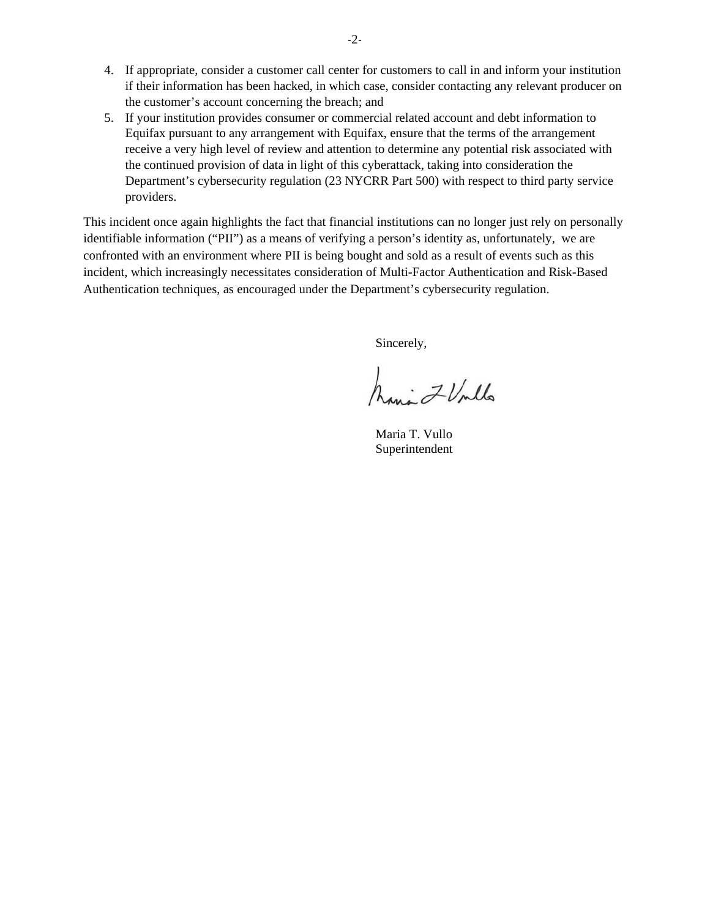4. If appropriate, consider a customer call center for customers to call in and inform your institution if their information has been hacked, in which case, consider contacting any relevant producer on the customer's account concerning the breach; and
5. If your institution provides consumer or commercial related account and debt information to Equifax pursuant to any arrangement with Equifax, ensure that the terms of the arrangement receive a very high level of review and attention to determine any potential risk associated with the continued provision of data in light of this cyberattack, taking into consideration the Department's cybersecurity regulation (23 NYCRR Part 500) with respect to third party service providers.

This incident once again highlights the fact that financial institutions can no longer just rely on personally identifiable information ("PII") as a means of verifying a person's identity as, unfortunately, we are confronted with an environment where PII is being bought and sold as a result of events such as this incident, which increasingly necessitates consideration of Multi-Factor Authentication and Risk-Based Authentication techniques, as encouraged under the Department's cybersecurity regulation.

Sincerely,

Maria T. Vullo
Superintendent